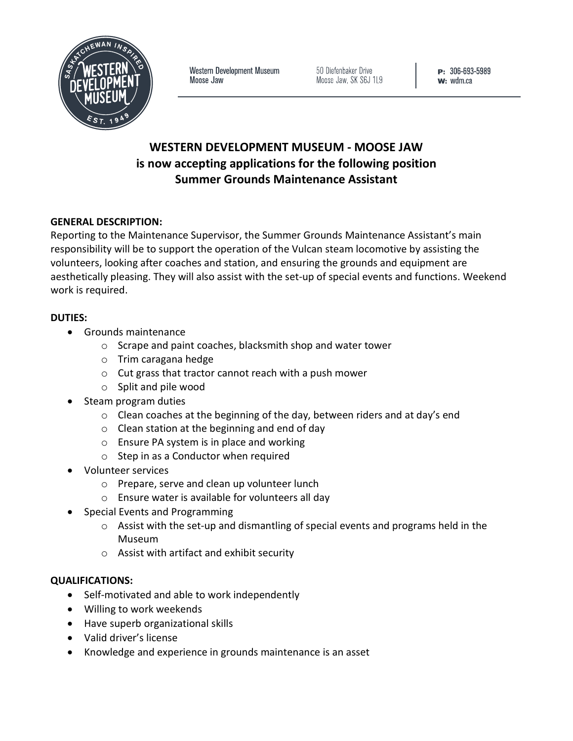Western Development Museum
Moose Jaw

50 Diefenbaker Drive
Moose Jaw, SK S6J 1L9

**P:** 306-693-5989
**W:** wdm.ca

# WESTERN DEVELOPMENT MUSEUM - MOOSE JAW
## is now accepting applications for the following position
## Summer Grounds Maintenance Assistant

**GENERAL DESCRIPTION:**

Reporting to the Maintenance Supervisor, the Summer Grounds Maintenance Assistant's main responsibility will be to support the operation of the Vulcan steam locomotive by assisting the volunteers, looking after coaches and station, and ensuring the grounds and equipment are aesthetically pleasing. They will also assist with the set-up of special events and functions. Weekend work is required.

**DUTIES:**

- Grounds maintenance
  - Scrape and paint coaches, blacksmith shop and water tower
  - Trim caragana hedge
  - Cut grass that tractor cannot reach with a push mower
  - Split and pile wood
- Steam program duties
  - Clean coaches at the beginning of the day, between riders and at day's end
  - Clean station at the beginning and end of day
  - Ensure PA system is in place and working
  - Step in as a Conductor when required
- Volunteer services
  - Prepare, serve and clean up volunteer lunch
  - Ensure water is available for volunteers all day
- Special Events and Programming
  - Assist with the set-up and dismantling of special events and programs held in the Museum
  - Assist with artifact and exhibit security

**QUALIFICATIONS:**

- Self-motivated and able to work independently
- Willing to work weekends
- Have superb organizational skills
- Valid driver's license
- Knowledge and experience in grounds maintenance is an asset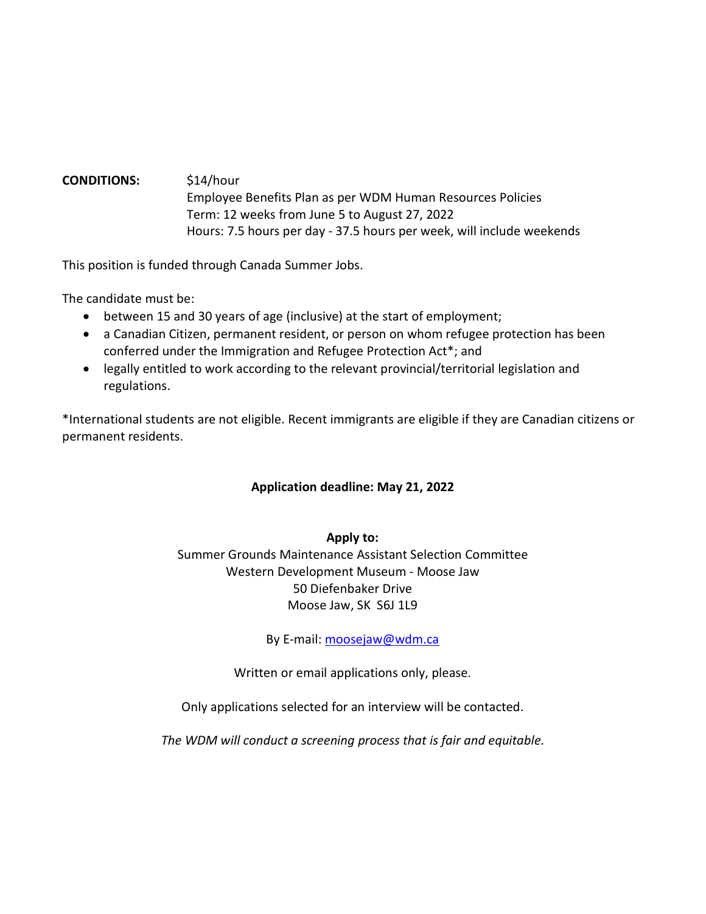**CONDITIONS:** $14/hour
Employee Benefits Plan as per WDM Human Resources Policies
Term: 12 weeks from June 5 to August 27, 2022
Hours: 7.5 hours per day - 37.5 hours per week, will include weekends

This position is funded through Canada Summer Jobs.

The candidate must be:

- between 15 and 30 years of age (inclusive) at the start of employment;
- a Canadian Citizen, permanent resident, or person on whom refugee protection has been conferred under the Immigration and Refugee Protection Act*; and
- legally entitled to work according to the relevant provincial/territorial legislation and regulations.

*International students are not eligible. Recent immigrants are eligible if they are Canadian citizens or permanent residents.

**Application deadline: May 21, 2022**

**Apply to:**
Summer Grounds Maintenance Assistant Selection Committee
Western Development Museum - Moose Jaw
50 Diefenbaker Drive
Moose Jaw, SK S6J 1L9

By E-mail: moosejaw@wdm.ca

Written or email applications only, please.

Only applications selected for an interview will be contacted.

*The WDM will conduct a screening process that is fair and equitable.*